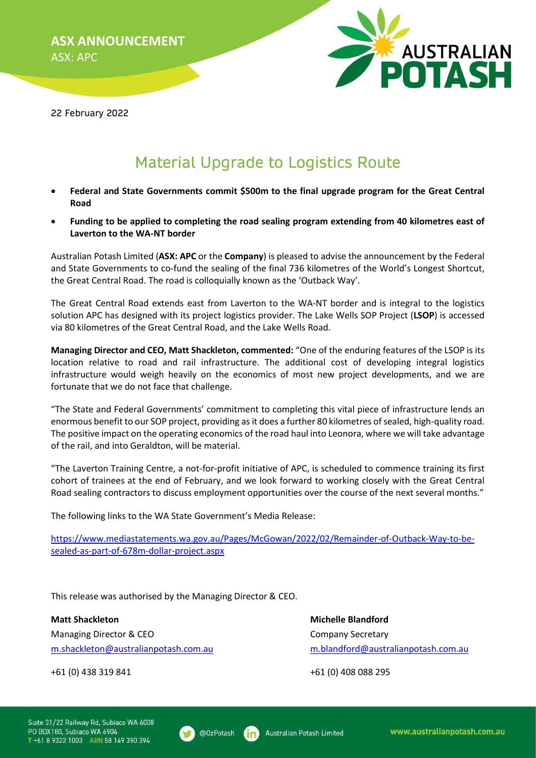**ASX ANNOUNCEMENT**
ASX: APC

22 February 2022

# Material Upgrade to Logistics Route

- **Federal and State Governments commit $500m to the final upgrade program for the Great Central Road**
- **Funding to be applied to completing the road sealing program extending from 40 kilometres east of Laverton to the WA-NT border**

Australian Potash Limited (**ASX: APC** or the **Company**) is pleased to advise the announcement by the Federal and State Governments to co-fund the sealing of the final 736 kilometres of the World's Longest Shortcut, the Great Central Road. The road is colloquially known as the 'Outback Way'.

The Great Central Road extends east from Laverton to the WA-NT border and is integral to the logistics solution APC has designed with its project logistics provider. The Lake Wells SOP Project (**LSOP**) is accessed via 80 kilometres of the Great Central Road, and the Lake Wells Road.

**Managing Director and CEO, Matt Shackleton, commented:** "One of the enduring features of the LSOP is its location relative to road and rail infrastructure. The additional cost of developing integral logistics infrastructure would weigh heavily on the economics of most new project developments, and we are fortunate that we do not face that challenge.

"The State and Federal Governments' commitment to completing this vital piece of infrastructure lends an enormous benefit to our SOP project, providing as it does a further 80 kilometres of sealed, high-quality road. The positive impact on the operating economics of the road haul into Leonora, where we will take advantage of the rail, and into Geraldton, will be material.

"The Laverton Training Centre, a not-for-profit initiative of APC, is scheduled to commence training its first cohort of trainees at the end of February, and we look forward to working closely with the Great Central Road sealing contractors to discuss employment opportunities over the course of the next several months."

The following links to the WA State Government's Media Release:

https://www.mediastatements.wa.gov.au/Pages/McGowan/2022/02/Remainder-of-Outback-Way-to-be-sealed-as-part-of-678m-dollar-project.aspx

This release was authorised by the Managing Director & CEO.

**Matt Shackleton**
Managing Director & CEO
m.shackleton@australianpotash.com.au
+61 (0) 438 319 841

**Michelle Blandford**
Company Secretary
m.blandford@australianpotash.com.au
+61 (0) 408 088 295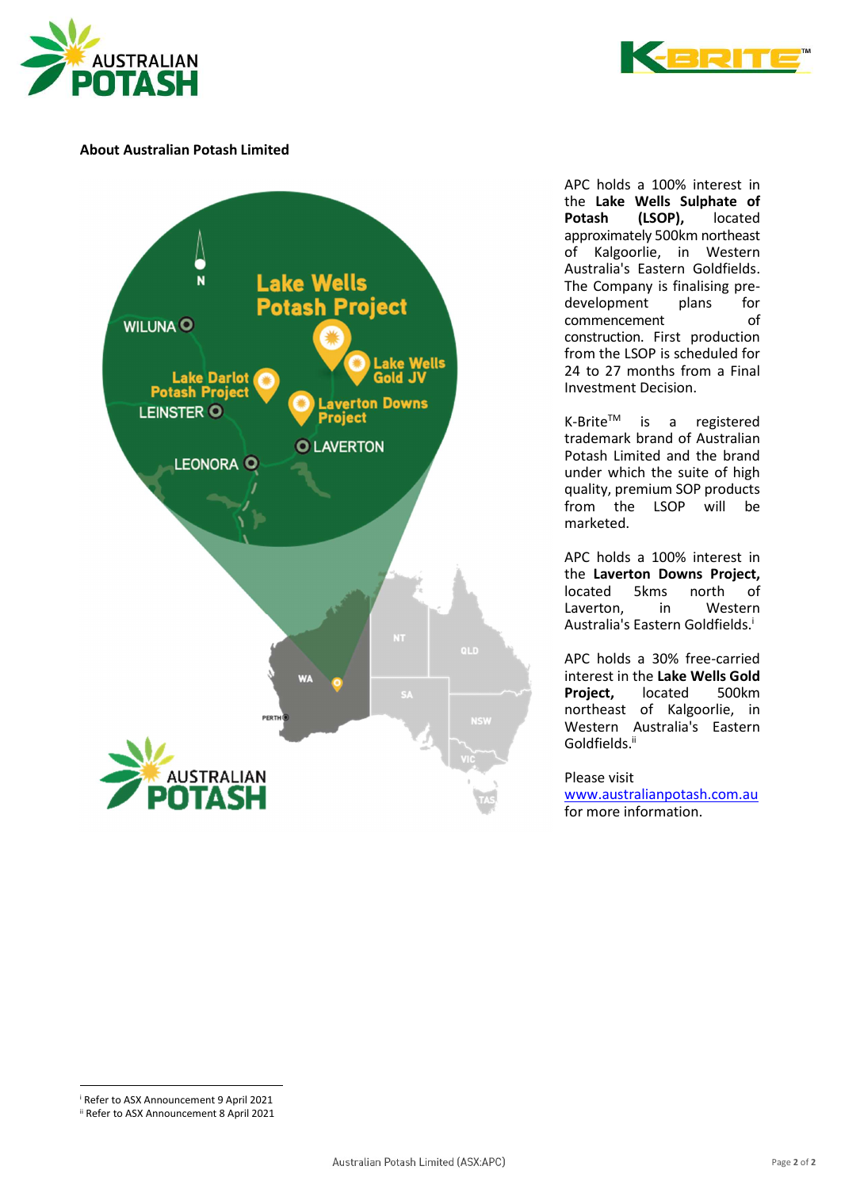## About Australian Potash Limited

APC holds a 100% interest in the **Lake Wells Sulphate of Potash (LSOP),** located approximately 500km northeast of Kalgoorlie, in Western Australia's Eastern Goldfields. The Company is finalising pre-development plans for commencement of construction. First production from the LSOP is scheduled for 24 to 27 months from a Final Investment Decision.

K-Brite™ is a registered trademark brand of Australian Potash Limited and the brand under which the suite of high quality, premium SOP products from the LSOP will be marketed.

APC holds a 100% interest in the **Laverton Downs Project,** located 5kms north of Laverton, in Western Australia's Eastern Goldfields.[i]

APC holds a 30% free-carried interest in the **Lake Wells Gold Project,** located 500km northeast of Kalgoorlie, in Western Australia's Eastern Goldfields.[ii]

Please visit [www.australianpotash.com.au](http://www.australianpotash.com.au) for more information.

---

[i] Refer to ASX Announcement 9 April 2021

[ii] Refer to ASX Announcement 8 April 2021